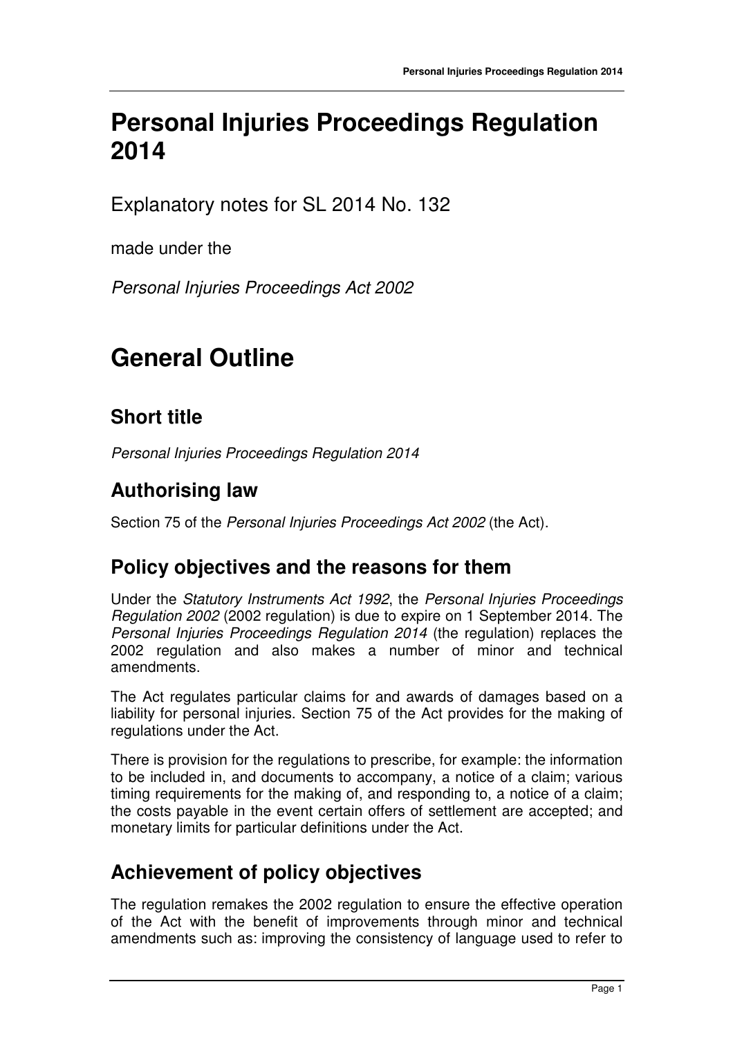# Personal Injuries Proceedings Regulation 2014

Explanatory notes for SL 2014 No. 132

made under the

*Personal Injuries Proceedings Act 2002*

# General Outline

## Short title

*Personal Injuries Proceedings Regulation 2014*

## Authorising law

Section 75 of the *Personal Injuries Proceedings Act 2002* (the Act).

## Policy objectives and the reasons for them

Under the *Statutory Instruments Act 1992*, the *Personal Injuries Proceedings Regulation 2002* (2002 regulation) is due to expire on 1 September 2014. The *Personal Injuries Proceedings Regulation 2014* (the regulation) replaces the 2002 regulation and also makes a number of minor and technical amendments.

The Act regulates particular claims for and awards of damages based on a liability for personal injuries. Section 75 of the Act provides for the making of regulations under the Act.

There is provision for the regulations to prescribe, for example: the information to be included in, and documents to accompany, a notice of a claim; various timing requirements for the making of, and responding to, a notice of a claim; the costs payable in the event certain offers of settlement are accepted; and monetary limits for particular definitions under the Act.

## Achievement of policy objectives

The regulation remakes the 2002 regulation to ensure the effective operation of the Act with the benefit of improvements through minor and technical amendments such as: improving the consistency of language used to refer to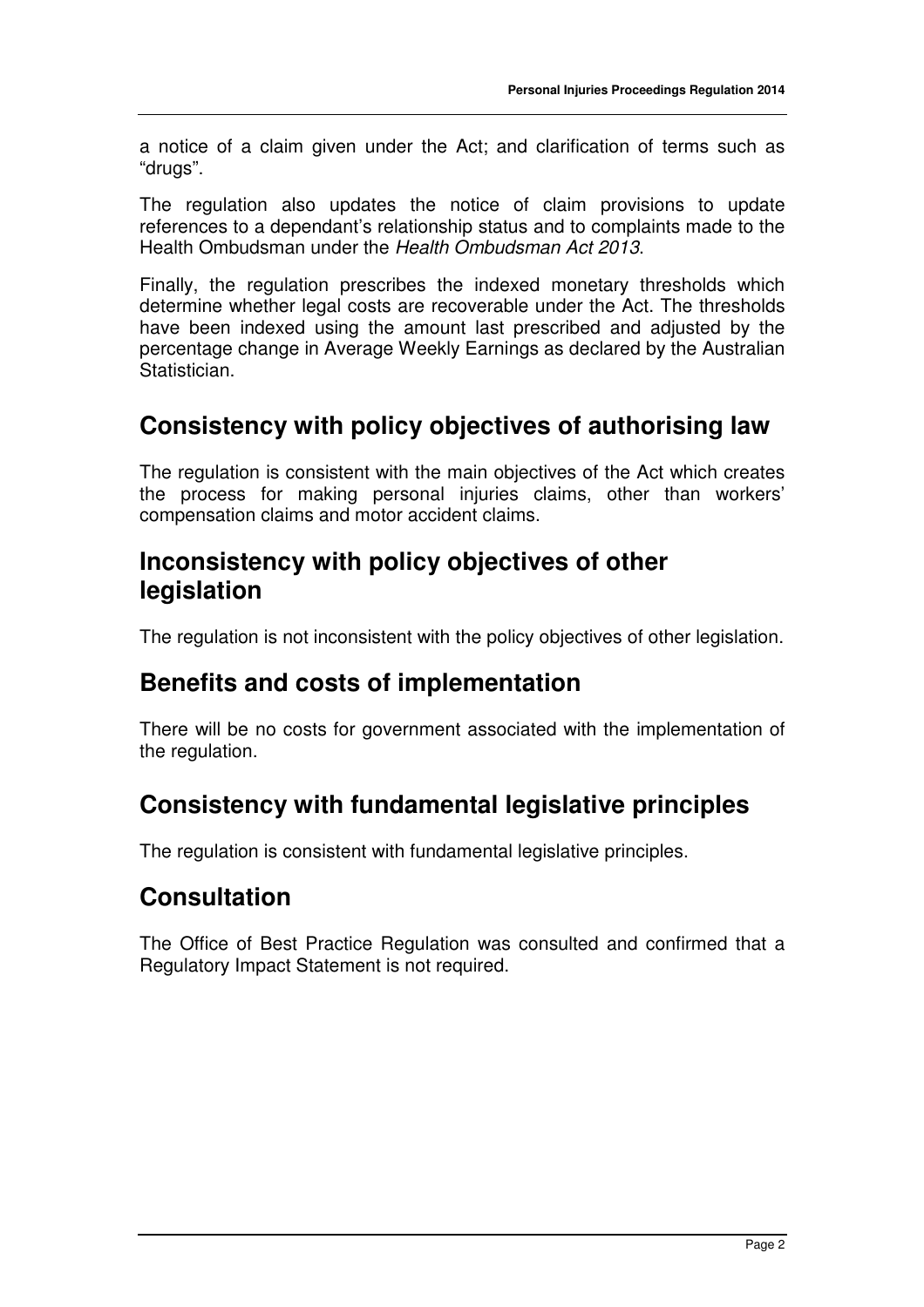a notice of a claim given under the Act; and clarification of terms such as “drugs”.

The regulation also updates the notice of claim provisions to update references to a dependant’s relationship status and to complaints made to the Health Ombudsman under the *Health Ombudsman Act 2013*.

Finally, the regulation prescribes the indexed monetary thresholds which determine whether legal costs are recoverable under the Act. The thresholds have been indexed using the amount last prescribed and adjusted by the percentage change in Average Weekly Earnings as declared by the Australian Statistician.

## Consistency with policy objectives of authorising law

The regulation is consistent with the main objectives of the Act which creates the process for making personal injuries claims, other than workers’ compensation claims and motor accident claims.

## Inconsistency with policy objectives of other legislation

The regulation is not inconsistent with the policy objectives of other legislation.

## Benefits and costs of implementation

There will be no costs for government associated with the implementation of the regulation.

## Consistency with fundamental legislative principles

The regulation is consistent with fundamental legislative principles.

## Consultation

The Office of Best Practice Regulation was consulted and confirmed that a Regulatory Impact Statement is not required.